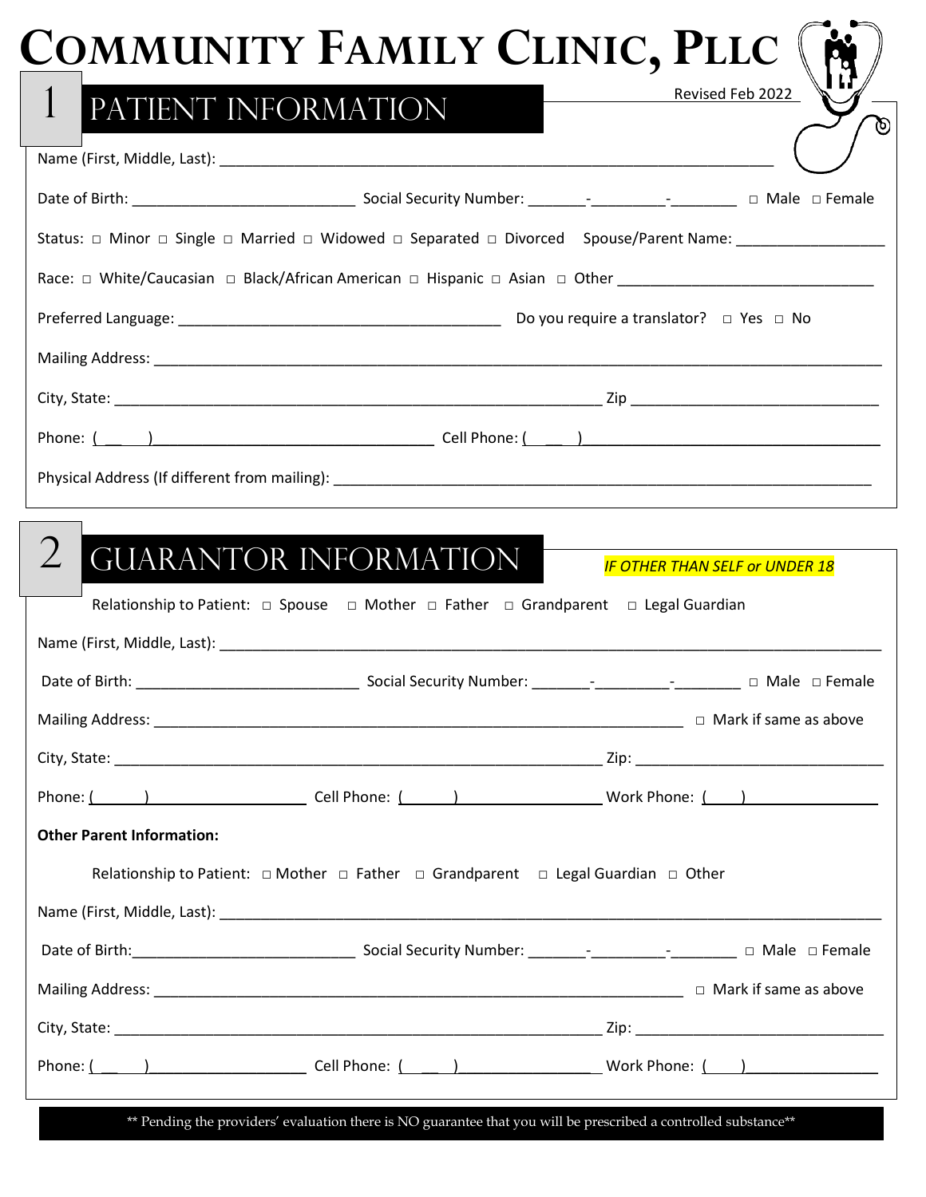# COMMUNITY FAMILY CLINIC, PLLC

Revised Feb 2022

## 1 PATIENT INFORMATION

Name (First, Middle, Last): ___________________________________________

Date of Birth: ____________________ Social Security Number: _______-_________-________ □ Male □ Female

Status: □ Minor □ Single □ Married □ Widowed □ Separated □ Divorced Spouse/Parent Name: __________________

Race: □ White/Caucasian □ Black/African American □ Hispanic □ Asian □ Other ______________________________

Preferred Language: ______________________________ Do you require a translator? □ Yes □ No

Mailing Address: ___________________________________________

City, State: ___________________________________________ Zip ______________________________

Phone: ( __ ) ______________________________ Cell Phone: ( __ ) ______________________________

Physical Address (If different from mailing): ___________________________________________

## 2 GUARANTOR INFORMATION

*IF OTHER THAN SELF or UNDER 18*

Relationship to Patient: □ Spouse □ Mother □ Father □ Grandparent □ Legal Guardian

Name (First, Middle, Last): ___________________________________________

Date of Birth: ____________________ Social Security Number: _______-_________-________ □ Male □ Female

Mailing Address: ___________________________________________ □ Mark if same as above

City, State: ___________________________________________ Zip: ______________________________

Phone: ( ) ____________________ Cell Phone: ( ) ____________________ Work Phone: ( ) ____________________

**Other Parent Information:**

Relationship to Patient: □ Mother □ Father □ Grandparent □ Legal Guardian □ Other

Name (First, Middle, Last): ___________________________________________

Date of Birth: ____________________ Social Security Number: _______-_________-________ □ Male □ Female

Mailing Address: ___________________________________________ □ Mark if same as above

City, State: ___________________________________________ Zip: ______________________________

Phone: ( __ ) ____________________ Cell Phone: ( __ ) ____________________ Work Phone: ( ) ____________________

** Pending the providers' evaluation there is NO guarantee that you will be prescribed a controlled substance**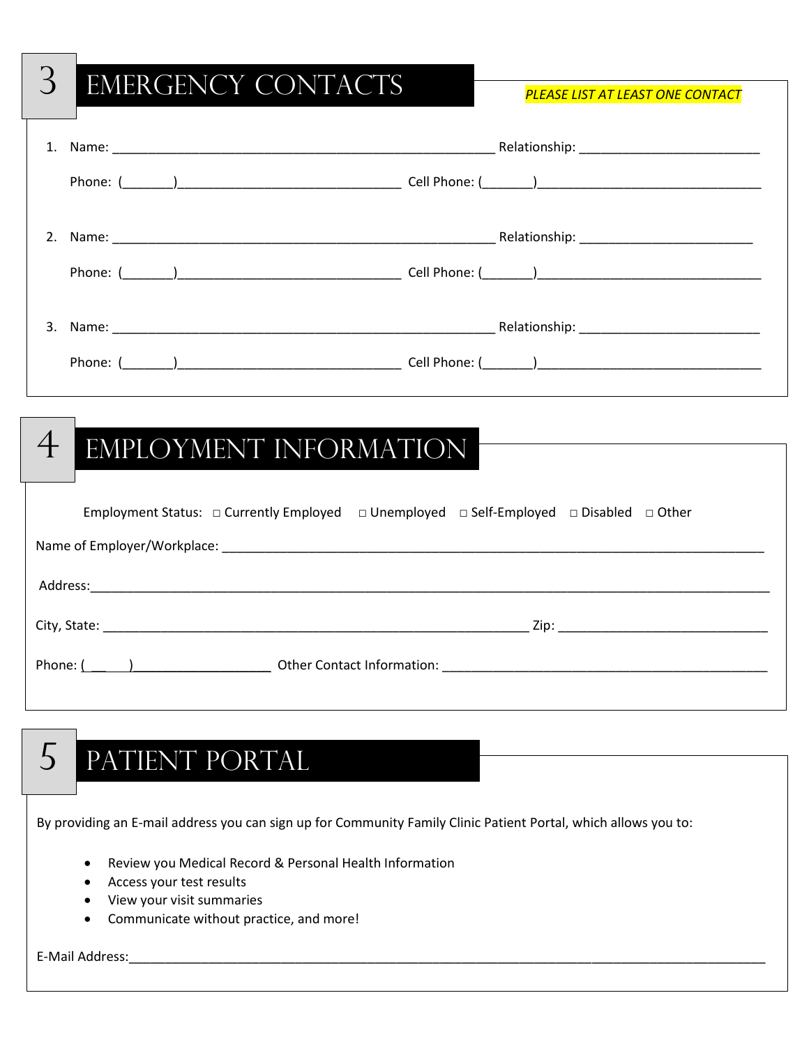## 3 EMERGENCY CONTACTS

*PLEASE LIST AT LEAST ONE CONTACT*

1. Name: ______________________________________________________ Relationship: _________________________

   Phone: (_______)______________________________ Cell Phone: (_______)_______________________________

2. Name: ______________________________________________________ Relationship: _________________________

   Phone: (_______)______________________________ Cell Phone: (_______)_______________________________

3. Name: ______________________________________________________ Relationship: _________________________

   Phone: (_______)______________________________ Cell Phone: (_______)_______________________________

## 4 EMPLOYMENT INFORMATION

Employment Status: □ Currently Employed □ Unemployed □ Self-Employed □ Disabled □ Other

Name of Employer/Workplace: ____________________________________________________________________________

Address:_______________________________________________________________________________________________

City, State: ___________________________________________________________ Zip: _____________________________

Phone: ( ___ )____________________ Other Contact Information: ____________________________________________

## 5 PATIENT PORTAL

By providing an E-mail address you can sign up for Community Family Clinic Patient Portal, which allows you to:

- Review you Medical Record & Personal Health Information
- Access your test results
- View your visit summaries
- Communicate without practice, and more!

E-Mail Address:________________________________________________________________________________________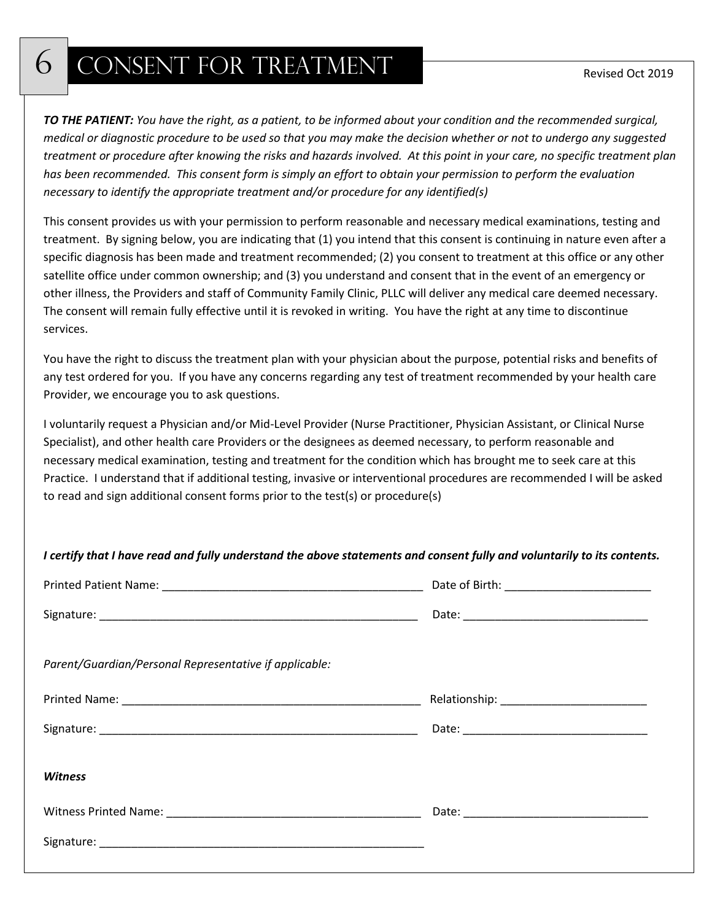# 6 CONSENT FOR TREATMENT

Revised Oct 2019

***TO THE PATIENT:*** *You have the right, as a patient, to be informed about your condition and the recommended surgical, medical or diagnostic procedure to be used so that you may make the decision whether or not to undergo any suggested treatment or procedure after knowing the risks and hazards involved. At this point in your care, no specific treatment plan has been recommended. This consent form is simply an effort to obtain your permission to perform the evaluation necessary to identify the appropriate treatment and/or procedure for any identified(s)*

This consent provides us with your permission to perform reasonable and necessary medical examinations, testing and treatment. By signing below, you are indicating that (1) you intend that this consent is continuing in nature even after a specific diagnosis has been made and treatment recommended; (2) you consent to treatment at this office or any other satellite office under common ownership; and (3) you understand and consent that in the event of an emergency or other illness, the Providers and staff of Community Family Clinic, PLLC will deliver any medical care deemed necessary. The consent will remain fully effective until it is revoked in writing. You have the right at any time to discontinue services.

You have the right to discuss the treatment plan with your physician about the purpose, potential risks and benefits of any test ordered for you. If you have any concerns regarding any test of treatment recommended by your health care Provider, we encourage you to ask questions.

I voluntarily request a Physician and/or Mid-Level Provider (Nurse Practitioner, Physician Assistant, or Clinical Nurse Specialist), and other health care Providers or the designees as deemed necessary, to perform reasonable and necessary medical examination, testing and treatment for the condition which has brought me to seek care at this Practice. I understand that if additional testing, invasive or interventional procedures are recommended I will be asked to read and sign additional consent forms prior to the test(s) or procedure(s)

***I certify that I have read and fully understand the above statements and consent fully and voluntarily to its contents.***

Printed Patient Name: ___________________________________________ Date of Birth: ________________________

Signature: ______________________________________________________ Date: ______________________________

*Parent/Guardian/Personal Representative if applicable:*

Printed Name: ___________________________________________________ Relationship: ________________________

Signature: ______________________________________________________ Date: ______________________________

***Witness***

Witness Printed Name: ___________________________________________ Date: ______________________________

Signature: ______________________________________________________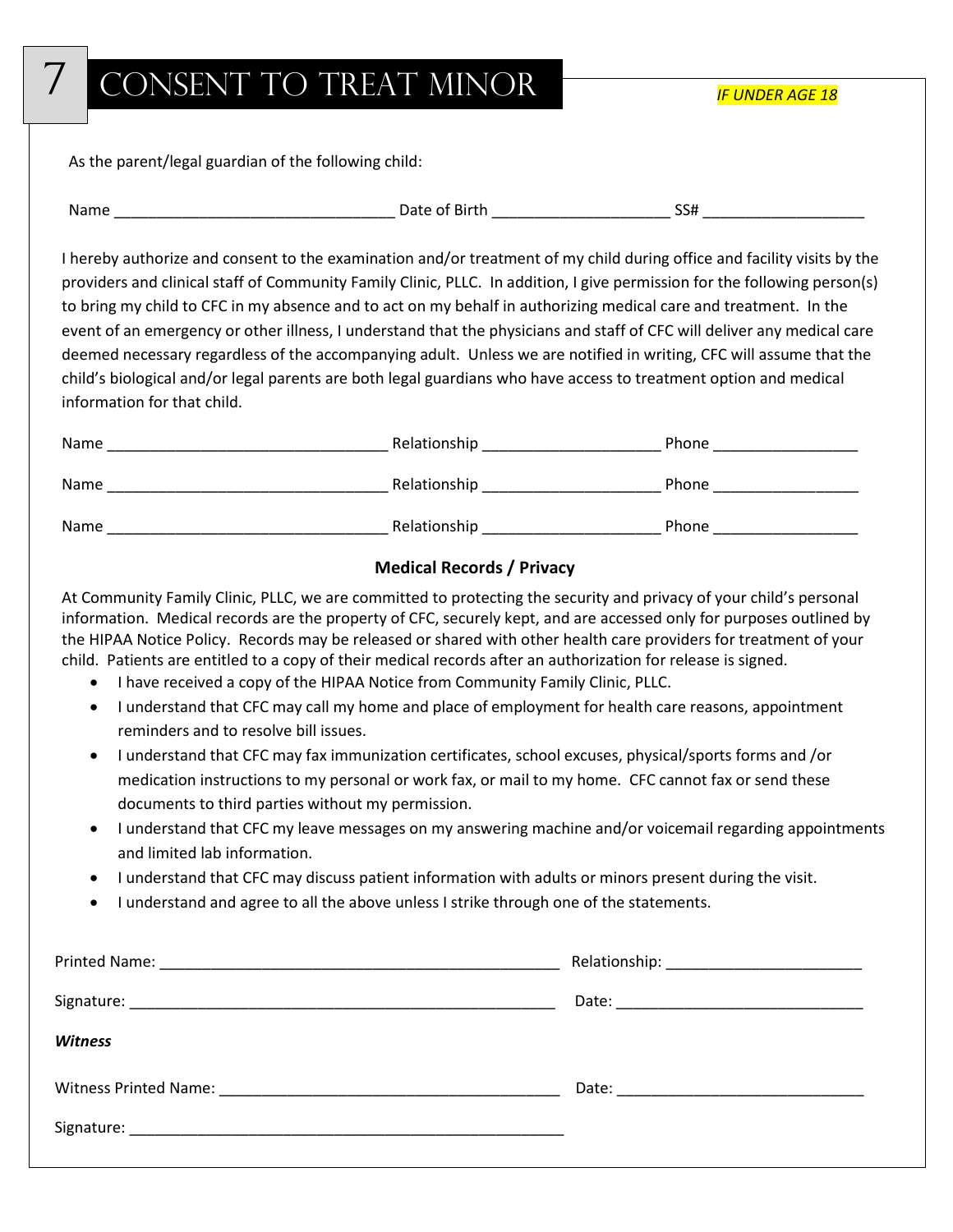# 7 CONSENT TO TREAT MINOR

*IF UNDER AGE 18*

As the parent/legal guardian of the following child:

Name _________________________________ Date of Birth _____________________ SS# ___________________

I hereby authorize and consent to the examination and/or treatment of my child during office and facility visits by the providers and clinical staff of Community Family Clinic, PLLC. In addition, I give permission for the following person(s) to bring my child to CFC in my absence and to act on my behalf in authorizing medical care and treatment. In the event of an emergency or other illness, I understand that the physicians and staff of CFC will deliver any medical care deemed necessary regardless of the accompanying adult. Unless we are notified in writing, CFC will assume that the child's biological and/or legal parents are both legal guardians who have access to treatment option and medical information for that child.

Name _________________________________ Relationship _____________________ Phone _________________

Name _________________________________ Relationship _____________________ Phone _________________

Name _________________________________ Relationship _____________________ Phone _________________

**Medical Records / Privacy**

At Community Family Clinic, PLLC, we are committed to protecting the security and privacy of your child's personal information. Medical records are the property of CFC, securely kept, and are accessed only for purposes outlined by the HIPAA Notice Policy. Records may be released or shared with other health care providers for treatment of your child. Patients are entitled to a copy of their medical records after an authorization for release is signed.

- I have received a copy of the HIPAA Notice from Community Family Clinic, PLLC.
- I understand that CFC may call my home and place of employment for health care reasons, appointment reminders and to resolve bill issues.
- I understand that CFC may fax immunization certificates, school excuses, physical/sports forms and /or medication instructions to my personal or work fax, or mail to my home. CFC cannot fax or send these documents to third parties without my permission.
- I understand that CFC my leave messages on my answering machine and/or voicemail regarding appointments and limited lab information.
- I understand that CFC may discuss patient information with adults or minors present during the visit.
- I understand and agree to all the above unless I strike through one of the statements.

Printed Name: ________________________________________________ Relationship: _______________________

Signature: ___________________________________________________ Date: _____________________________

***Witness***

Witness Printed Name: _________________________________________ Date: _____________________________

Signature: ____________________________________________________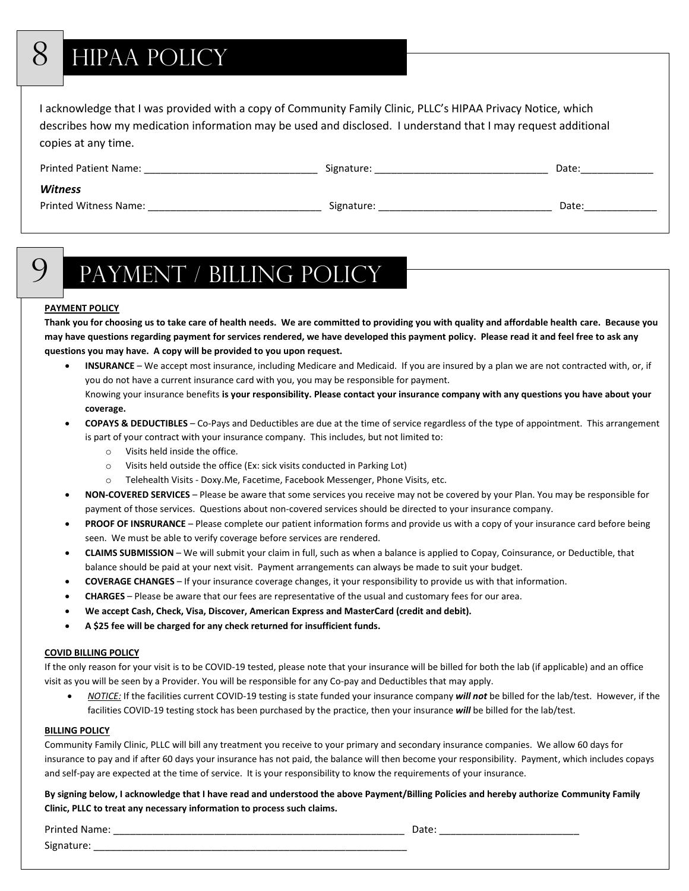# 8 HIPAA POLICY

I acknowledge that I was provided with a copy of Community Family Clinic, PLLC's HIPAA Privacy Notice, which describes how my medication information may be used and disclosed. I understand that I may request additional copies at any time.

Printed Patient Name: ______________________________ Signature: ______________________________ Date:_____________

***Witness***

Printed Witness Name: ______________________________ Signature: ______________________________ Date:_____________

# 9 PAYMENT / BILLING POLICY

**PAYMENT POLICY**

**Thank you for choosing us to take care of health needs. We are committed to providing you with quality and affordable health care. Because you may have questions regarding payment for services rendered, we have developed this payment policy. Please read it and feel free to ask any questions you may have. A copy will be provided to you upon request.**

- **INSURANCE** – We accept most insurance, including Medicare and Medicaid. If you are insured by a plan we are not contracted with, or, if you do not have a current insurance card with you, you may be responsible for payment.
  Knowing your insurance benefits **is your responsibility. Please contact your insurance company with any questions you have about your coverage.**
- **COPAYS & DEDUCTIBLES** – Co-Pays and Deductibles are due at the time of service regardless of the type of appointment. This arrangement is part of your contract with your insurance company. This includes, but not limited to:
  - Visits held inside the office.
  - Visits held outside the office (Ex: sick visits conducted in Parking Lot)
  - Telehealth Visits - Doxy.Me, Facetime, Facebook Messenger, Phone Visits, etc.
- **NON-COVERED SERVICES** – Please be aware that some services you receive may not be covered by your Plan. You may be responsible for payment of those services. Questions about non-covered services should be directed to your insurance company.
- **PROOF OF INSRURANCE** – Please complete our patient information forms and provide us with a copy of your insurance card before being seen. We must be able to verify coverage before services are rendered.
- **CLAIMS SUBMISSION** – We will submit your claim in full, such as when a balance is applied to Copay, Coinsurance, or Deductible, that balance should be paid at your next visit. Payment arrangements can always be made to suit your budget.
- **COVERAGE CHANGES** – If your insurance coverage changes, it your responsibility to provide us with that information.
- **CHARGES** – Please be aware that our fees are representative of the usual and customary fees for our area.
- **We accept Cash, Check, Visa, Discover, American Express and MasterCard (credit and debit).**
- **A $25 fee will be charged for any check returned for insufficient funds.**

**COVID BILLING POLICY**

If the only reason for your visit is to be COVID-19 tested, please note that your insurance will be billed for both the lab (if applicable) and an office visit as you will be seen by a Provider. You will be responsible for any Co-pay and Deductibles that may apply.

- *NOTICE:* If the facilities current COVID-19 testing is state funded your insurance company ***will not*** be billed for the lab/test. However, if the facilities COVID-19 testing stock has been purchased by the practice, then your insurance ***will*** be billed for the lab/test.

**BILLING POLICY**

Community Family Clinic, PLLC will bill any treatment you receive to your primary and secondary insurance companies. We allow 60 days for insurance to pay and if after 60 days your insurance has not paid, the balance will then become your responsibility. Payment, which includes copays and self-pay are expected at the time of service. It is your responsibility to know the requirements of your insurance.

**By signing below, I acknowledge that I have read and understood the above Payment/Billing Policies and hereby authorize Community Family Clinic, PLLC to treat any necessary information to process such claims.**

Printed Name: ______________________________________________________ Date: _________________________

Signature: __________________________________________________________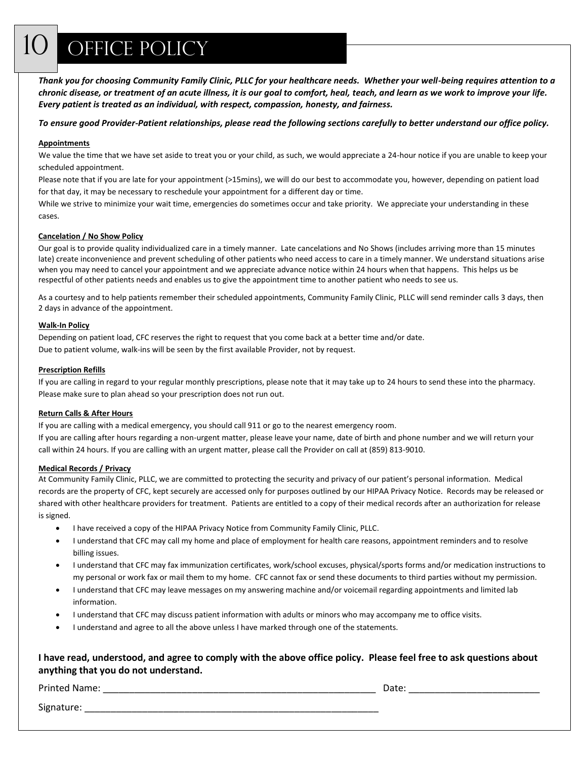# 10 OFFICE POLICY

***Thank you for choosing Community Family Clinic, PLLC for your healthcare needs. Whether your well-being requires attention to a chronic disease, or treatment of an acute illness, it is our goal to comfort, heal, teach, and learn as we work to improve your life. Every patient is treated as an individual, with respect, compassion, honesty, and fairness.***

***To ensure good Provider-Patient relationships, please read the following sections carefully to better understand our office policy.***

**Appointments**

We value the time that we have set aside to treat you or your child, as such, we would appreciate a 24-hour notice if you are unable to keep your scheduled appointment.

Please note that if you are late for your appointment (>15mins), we will do our best to accommodate you, however, depending on patient load for that day, it may be necessary to reschedule your appointment for a different day or time.

While we strive to minimize your wait time, emergencies do sometimes occur and take priority. We appreciate your understanding in these cases.

**Cancelation / No Show Policy**

Our goal is to provide quality individualized care in a timely manner. Late cancelations and No Shows (includes arriving more than 15 minutes late) create inconvenience and prevent scheduling of other patients who need access to care in a timely manner. We understand situations arise when you may need to cancel your appointment and we appreciate advance notice within 24 hours when that happens. This helps us be respectful of other patients needs and enables us to give the appointment time to another patient who needs to see us.

As a courtesy and to help patients remember their scheduled appointments, Community Family Clinic, PLLC will send reminder calls 3 days, then 2 days in advance of the appointment.

**Walk-In Policy**

Depending on patient load, CFC reserves the right to request that you come back at a better time and/or date.

Due to patient volume, walk-ins will be seen by the first available Provider, not by request.

**Prescription Refills**

If you are calling in regard to your regular monthly prescriptions, please note that it may take up to 24 hours to send these into the pharmacy. Please make sure to plan ahead so your prescription does not run out.

**Return Calls & After Hours**

If you are calling with a medical emergency, you should call 911 or go to the nearest emergency room.

If you are calling after hours regarding a non-urgent matter, please leave your name, date of birth and phone number and we will return your call within 24 hours. If you are calling with an urgent matter, please call the Provider on call at (859) 813-9010.

**Medical Records / Privacy**

At Community Family Clinic, PLLC, we are committed to protecting the security and privacy of our patient's personal information. Medical records are the property of CFC, kept securely are accessed only for purposes outlined by our HIPAA Privacy Notice. Records may be released or shared with other healthcare providers for treatment. Patients are entitled to a copy of their medical records after an authorization for release is signed.

- I have received a copy of the HIPAA Privacy Notice from Community Family Clinic, PLLC.
- I understand that CFC may call my home and place of employment for health care reasons, appointment reminders and to resolve billing issues.
- I understand that CFC may fax immunization certificates, work/school excuses, physical/sports forms and/or medication instructions to my personal or work fax or mail them to my home. CFC cannot fax or send these documents to third parties without my permission.
- I understand that CFC may leave messages on my answering machine and/or voicemail regarding appointments and limited lab information.
- I understand that CFC may discuss patient information with adults or minors who may accompany me to office visits.
- I understand and agree to all the above unless I have marked through one of the statements.

**I have read, understood, and agree to comply with the above office policy. Please feel free to ask questions about anything that you do not understand.**

Printed Name: ______________________________________________________ Date: _________________________

Signature: _________________________________________________________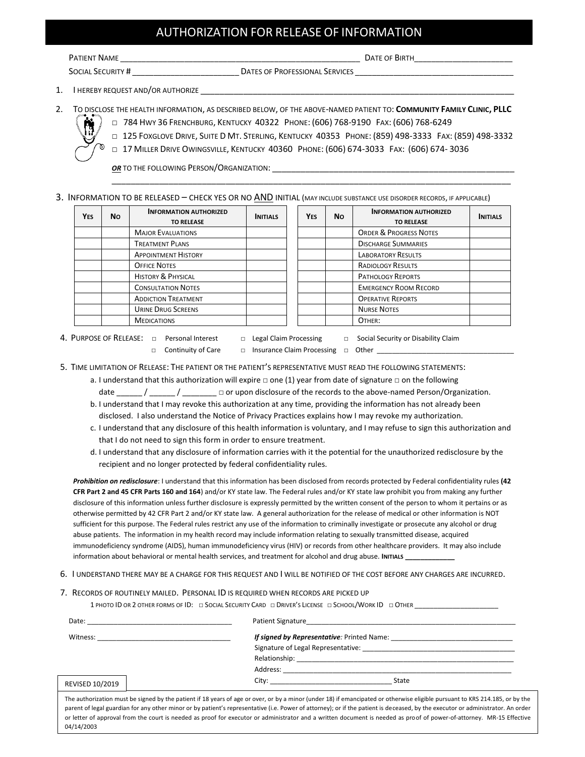# AUTHORIZATION FOR RELEASE OF INFORMATION

PATIENT NAME ______________________________________________________ DATE OF BIRTH______________________

SOCIAL SECURITY # ________________________ DATES OF PROFESSIONAL SERVICES ___________________________________

1. I HEREBY REQUEST AND/OR AUTHORIZE ___________________________________________________________________________

2. TO DISCLOSE THE HEALTH INFORMATION, AS DESCRIBED BELOW, OF THE ABOVE-NAMED PATIENT TO: **COMMUNITY FAMILY CLINIC, PLLC**
   - □ 784 HWY 36 FRENCHBURG, KENTUCKY 40322 PHONE: (606) 768-9190 FAX: (606) 768-6249
   - □ 125 FOXGLOVE DRIVE, SUITE D MT. STERLING, KENTUCKY 40353 PHONE: (859) 498-3333 FAX: (859) 498-3332
   - □ 17 MILLER DRIVE OWINGSVILLE, KENTUCKY 40360 PHONE: (606) 674-3033 FAX: (606) 674- 3036

   ***OR*** TO THE FOLLOWING PERSON/ORGANIZATION: ______________________________________________________

   ___________________________________________________________________________________________

3. INFORMATION TO BE RELEASED – CHECK YES OR NO AND INITIAL (MAY INCLUDE SUBSTANCE USE DISORDER RECORDS, IF APPLICABLE)

| YES | NO | INFORMATION AUTHORIZED TO RELEASE | INITIALS |
|---|---|---|---|
| | | MAJOR EVALUATIONS | |
| | | TREATMENT PLANS | |
| | | APPOINTMENT HISTORY | |
| | | OFFICE NOTES | |
| | | HISTORY & PHYSICAL | |
| | | CONSULTATION NOTES | |
| | | ADDICTION TREATMENT | |
| | | URINE DRUG SCREENS | |
| | | MEDICATIONS | |

| YES | NO | INFORMATION AUTHORIZED TO RELEASE | INITIALS |
|---|---|---|---|
| | | ORDER & PROGRESS NOTES | |
| | | DISCHARGE SUMMARIES | |
| | | LABORATORY RESULTS | |
| | | RADIOLOGY RESULTS | |
| | | PATHOLOGY REPORTS | |
| | | EMERGENCY ROOM RECORD | |
| | | OPERATIVE REPORTS | |
| | | NURSE NOTES | |
| | | OTHER: | |

4. PURPOSE OF RELEASE: □ Personal Interest □ Legal Claim Processing □ Social Security or Disability Claim □ Continuity of Care □ Insurance Claim Processing □ Other ___________________________________

5. TIME LIMITATION OF RELEASE: THE PATIENT OR THE PATIENT'S REPRESENTATIVE MUST READ THE FOLLOWING STATEMENTS:
   a. I understand that this authorization will expire □ one (1) year from date of signature □ on the following date ______ / ______ / ________ □ or upon disclosure of the records to the above-named Person/Organization.
   b. I understand that I may revoke this authorization at any time, providing the information has not already been disclosed. I also understand the Notice of Privacy Practices explains how I may revoke my authorization.
   c. I understand that any disclosure of this health information is voluntary, and I may refuse to sign this authorization and that I do not need to sign this form in order to ensure treatment.
   d. I understand that any disclosure of information carries with it the potential for the unauthorized redisclosure by the recipient and no longer protected by federal confidentiality rules.

***Prohibition on redisclosure***: I understand that this information has been disclosed from records protected by Federal confidentiality rules **(42 CFR Part 2 and 45 CFR Parts 160 and 164**) and/or KY state law. The Federal rules and/or KY state law prohibit you from making any further disclosure of this information unless further disclosure is expressly permitted by the written consent of the person to whom it pertains or as otherwise permitted by 42 CFR Part 2 and/or KY state law. A general authorization for the release of medical or other information is NOT sufficient for this purpose. The Federal rules restrict any use of the information to criminally investigate or prosecute any alcohol or drug abuse patients. The information in my health record may include information relating to sexually transmitted disease, acquired immunodeficiency syndrome (AIDS), human immunodeficiency virus (HIV) or records from other healthcare providers. It may also include information about behavioral or mental health services, and treatment for alcohol and drug abuse. **INITIALS ____________**

6. I UNDERSTAND THERE MAY BE A CHARGE FOR THIS REQUEST AND I WILL BE NOTIFIED OF THE COST BEFORE ANY CHARGES ARE INCURRED.

7. RECORDS OF ROUTINELY MAILED. PERSONAL ID IS REQUIRED WHEN RECORDS ARE PICKED UP

   1 PHOTO ID OR 2 OTHER FORMS OF ID: □ SOCIAL SECURITY CARD □ DRIVER'S LICENSE □ SCHOOL/WORK ID □ OTHER _____________________

Date: ___________________________________ Patient Signature_________________________________________________________

Witness: _________________________________

***If signed by Representative:*** Printed Name: _______________________________

Signature of Legal Representative: _______________________________________

Relationship: ___________________________________________________________

Address: _______________________________________________________________

City: _______________________________ State

REVISED 10/2019

The authorization must be signed by the patient if 18 years of age or over, or by a minor (under 18) if emancipated or otherwise eligible pursuant to KRS 214.185, or by the parent of legal guardian for any other minor or by patient's representative (i.e. Power of attorney); or if the patient is deceased, by the executor or administrator. An order or letter of approval from the court is needed as proof for executor or administrator and a written document is needed as proof of power-of-attorney. MR-15 Effective 04/14/2003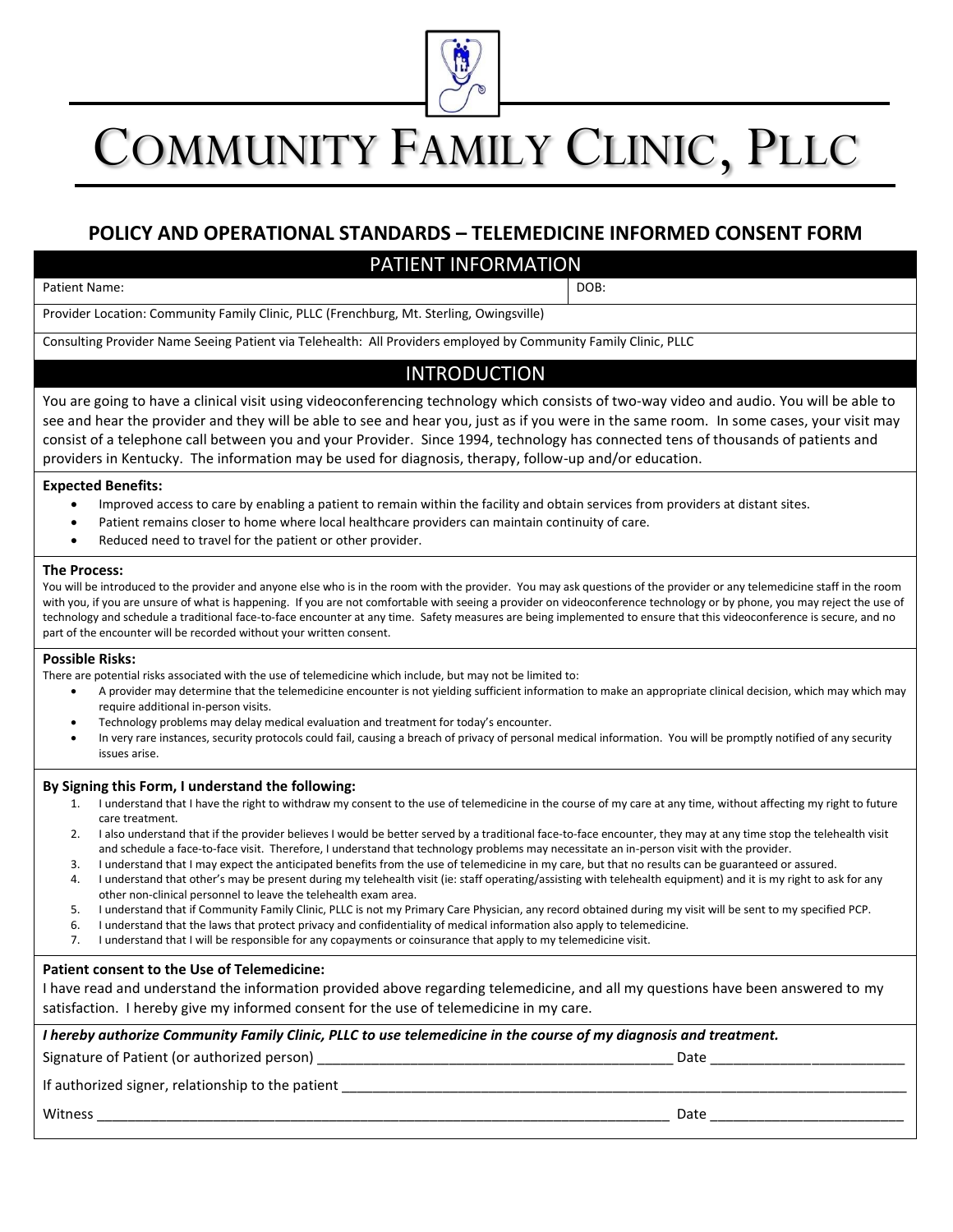# COMMUNITY FAMILY CLINIC, PLLC

## POLICY AND OPERATIONAL STANDARDS – TELEMEDICINE INFORMED CONSENT FORM

### PATIENT INFORMATION

| | |
|---|---|
| Patient Name: | DOB: |
| Provider Location: Community Family Clinic, PLLC (Frenchburg, Mt. Sterling, Owingsville) | |
| Consulting Provider Name Seeing Patient via Telehealth: All Providers employed by Community Family Clinic, PLLC | |

### INTRODUCTION

You are going to have a clinical visit using videoconferencing technology which consists of two-way video and audio. You will be able to see and hear the provider and they will be able to see and hear you, just as if you were in the same room. In some cases, your visit may consist of a telephone call between you and your Provider. Since 1994, technology has connected tens of thousands of patients and providers in Kentucky. The information may be used for diagnosis, therapy, follow-up and/or education.

**Expected Benefits:**

- Improved access to care by enabling a patient to remain within the facility and obtain services from providers at distant sites.
- Patient remains closer to home where local healthcare providers can maintain continuity of care.
- Reduced need to travel for the patient or other provider.

**The Process:**

You will be introduced to the provider and anyone else who is in the room with the provider. You may ask questions of the provider or any telemedicine staff in the room with you, if you are unsure of what is happening. If you are not comfortable with seeing a provider on videoconference technology or by phone, you may reject the use of technology and schedule a traditional face-to-face encounter at any time. Safety measures are being implemented to ensure that this videoconference is secure, and no part of the encounter will be recorded without your written consent.

**Possible Risks:**

There are potential risks associated with the use of telemedicine which include, but may not be limited to:

- A provider may determine that the telemedicine encounter is not yielding sufficient information to make an appropriate clinical decision, which may which may require additional in-person visits.
- Technology problems may delay medical evaluation and treatment for today's encounter.
- In very rare instances, security protocols could fail, causing a breach of privacy of personal medical information. You will be promptly notified of any security issues arise.

**By Signing this Form, I understand the following:**

1. I understand that I have the right to withdraw my consent to the use of telemedicine in the course of my care at any time, without affecting my right to future care treatment.
2. I also understand that if the provider believes I would be better served by a traditional face-to-face encounter, they may at any time stop the telehealth visit and schedule a face-to-face visit. Therefore, I understand that technology problems may necessitate an in-person visit with the provider.
3. I understand that I may expect the anticipated benefits from the use of telemedicine in my care, but that no results can be guaranteed or assured.
4. I understand that other's may be present during my telehealth visit (ie: staff operating/assisting with telehealth equipment) and it is my right to ask for any other non-clinical personnel to leave the telehealth exam area.
5. I understand that if Community Family Clinic, PLLC is not my Primary Care Physician, any record obtained during my visit will be sent to my specified PCP.
6. I understand that the laws that protect privacy and confidentiality of medical information also apply to telemedicine.
7. I understand that I will be responsible for any copayments or coinsurance that apply to my telemedicine visit.

**Patient consent to the Use of Telemedicine:**

I have read and understand the information provided above regarding telemedicine, and all my questions have been answered to my satisfaction. I hereby give my informed consent for the use of telemedicine in my care.

***I hereby authorize Community Family Clinic, PLLC to use telemedicine in the course of my diagnosis and treatment.***

Signature of Patient (or authorized person) ____________________________________________ Date ________________________

If authorized signer, relationship to the patient ______________________________________________________________________

Witness ___________________________________________________________________________ Date ________________________